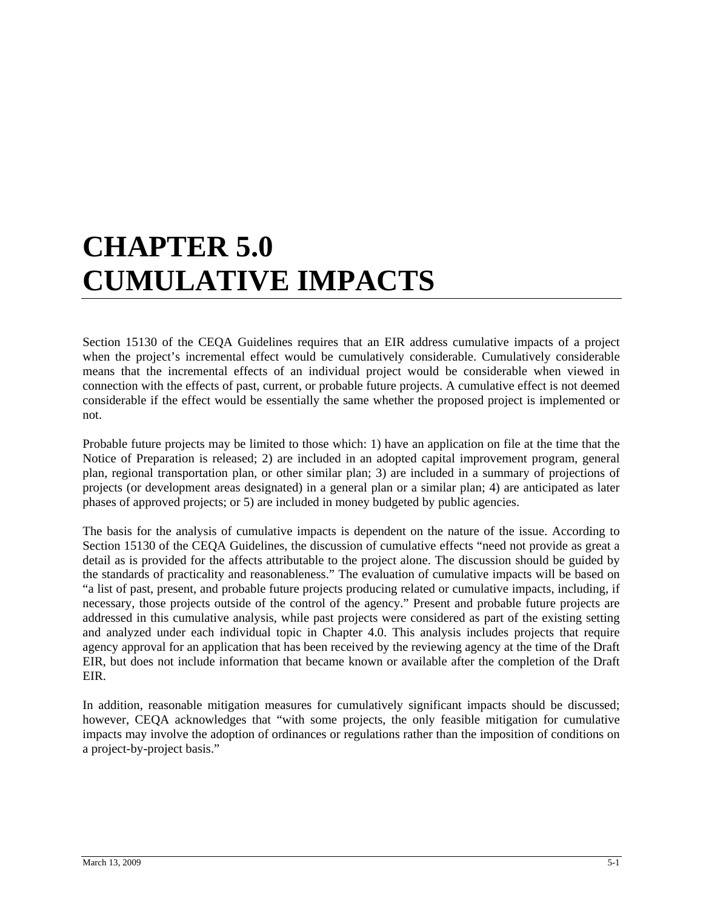# CHAPTER 5.0 CUMULATIVE IMPACTS

Section 15130 of the CEQA Guidelines requires that an EIR address cumulative impacts of a project when the project's incremental effect would be cumulatively considerable. Cumulatively considerable means that the incremental effects of an individual project would be considerable when viewed in connection with the effects of past, current, or probable future projects. A cumulative effect is not deemed considerable if the effect would be essentially the same whether the proposed project is implemented or not.

Probable future projects may be limited to those which: 1) have an application on file at the time that the Notice of Preparation is released; 2) are included in an adopted capital improvement program, general plan, regional transportation plan, or other similar plan; 3) are included in a summary of projections of projects (or development areas designated) in a general plan or a similar plan; 4) are anticipated as later phases of approved projects; or 5) are included in money budgeted by public agencies.

The basis for the analysis of cumulative impacts is dependent on the nature of the issue. According to Section 15130 of the CEQA Guidelines, the discussion of cumulative effects "need not provide as great a detail as is provided for the affects attributable to the project alone. The discussion should be guided by the standards of practicality and reasonableness." The evaluation of cumulative impacts will be based on "a list of past, present, and probable future projects producing related or cumulative impacts, including, if necessary, those projects outside of the control of the agency." Present and probable future projects are addressed in this cumulative analysis, while past projects were considered as part of the existing setting and analyzed under each individual topic in Chapter 4.0. This analysis includes projects that require agency approval for an application that has been received by the reviewing agency at the time of the Draft EIR, but does not include information that became known or available after the completion of the Draft EIR.

In addition, reasonable mitigation measures for cumulatively significant impacts should be discussed; however, CEQA acknowledges that "with some projects, the only feasible mitigation for cumulative impacts may involve the adoption of ordinances or regulations rather than the imposition of conditions on a project-by-project basis."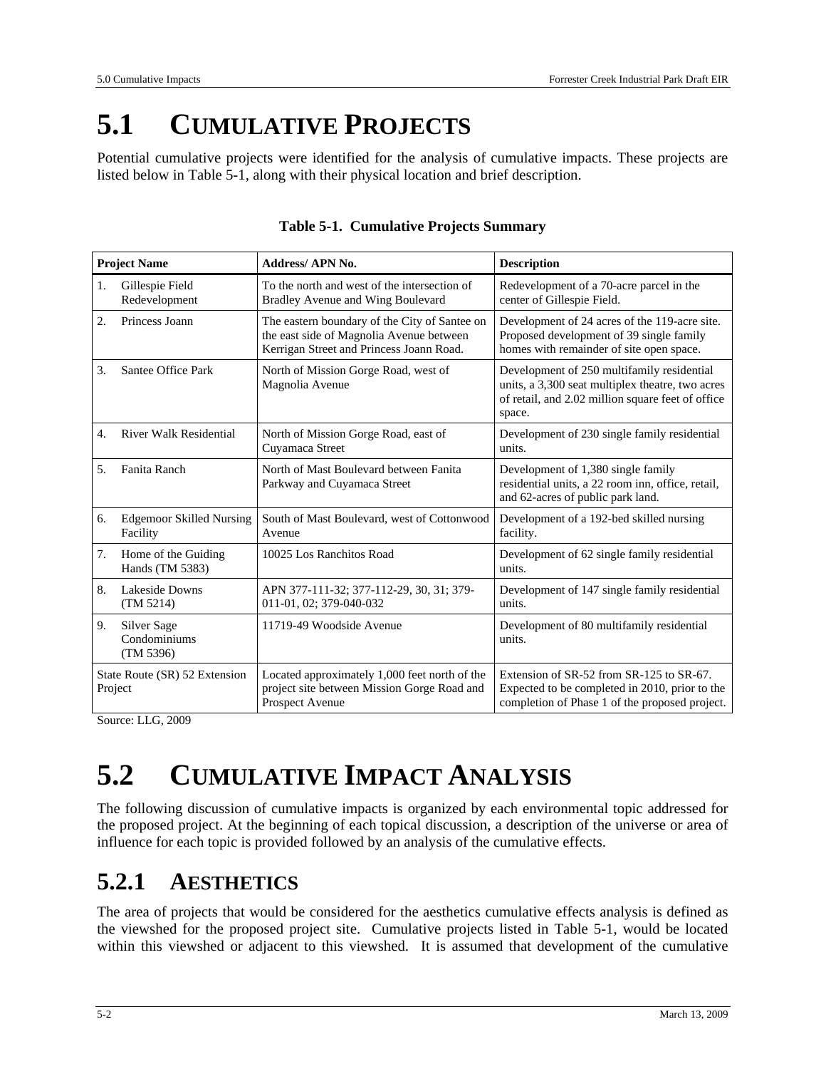# 5.1 CUMULATIVE PROJECTS

Potential cumulative projects were identified for the analysis of cumulative impacts. These projects are listed below in Table 5-1, along with their physical location and brief description.

**Table 5-1. Cumulative Projects Summary**

| Project Name | Address/ APN No. | Description |
|---|---|---|
| 1. Gillespie Field Redevelopment | To the north and west of the intersection of Bradley Avenue and Wing Boulevard | Redevelopment of a 70-acre parcel in the center of Gillespie Field. |
| 2. Princess Joann | The eastern boundary of the City of Santee on the east side of Magnolia Avenue between Kerrigan Street and Princess Joann Road. | Development of 24 acres of the 119-acre site. Proposed development of 39 single family homes with remainder of site open space. |
| 3. Santee Office Park | North of Mission Gorge Road, west of Magnolia Avenue | Development of 250 multifamily residential units, a 3,300 seat multiplex theatre, two acres of retail, and 2.02 million square feet of office space. |
| 4. River Walk Residential | North of Mission Gorge Road, east of Cuyamaca Street | Development of 230 single family residential units. |
| 5. Fanita Ranch | North of Mast Boulevard between Fanita Parkway and Cuyamaca Street | Development of 1,380 single family residential units, a 22 room inn, office, retail, and 62-acres of public park land. |
| 6. Edgemoor Skilled Nursing Facility | South of Mast Boulevard, west of Cottonwood Avenue | Development of a 192-bed skilled nursing facility. |
| 7. Home of the Guiding Hands (TM 5383) | 10025 Los Ranchitos Road | Development of 62 single family residential units. |
| 8. Lakeside Downs (TM 5214) | APN 377-111-32; 377-112-29, 30, 31; 379-011-01, 02; 379-040-032 | Development of 147 single family residential units. |
| 9. Silver Sage Condominiums (TM 5396) | 11719-49 Woodside Avenue | Development of 80 multifamily residential units. |
| State Route (SR) 52 Extension Project | Located approximately 1,000 feet north of the project site between Mission Gorge Road and Prospect Avenue | Extension of SR-52 from SR-125 to SR-67. Expected to be completed in 2010, prior to the completion of Phase 1 of the proposed project. |

Source: LLG, 2009

# 5.2 CUMULATIVE IMPACT ANALYSIS

The following discussion of cumulative impacts is organized by each environmental topic addressed for the proposed project. At the beginning of each topical discussion, a description of the universe or area of influence for each topic is provided followed by an analysis of the cumulative effects.

## 5.2.1 AESTHETICS

The area of projects that would be considered for the aesthetics cumulative effects analysis is defined as the viewshed for the proposed project site. Cumulative projects listed in Table 5-1, would be located within this viewshed or adjacent to this viewshed. It is assumed that development of the cumulative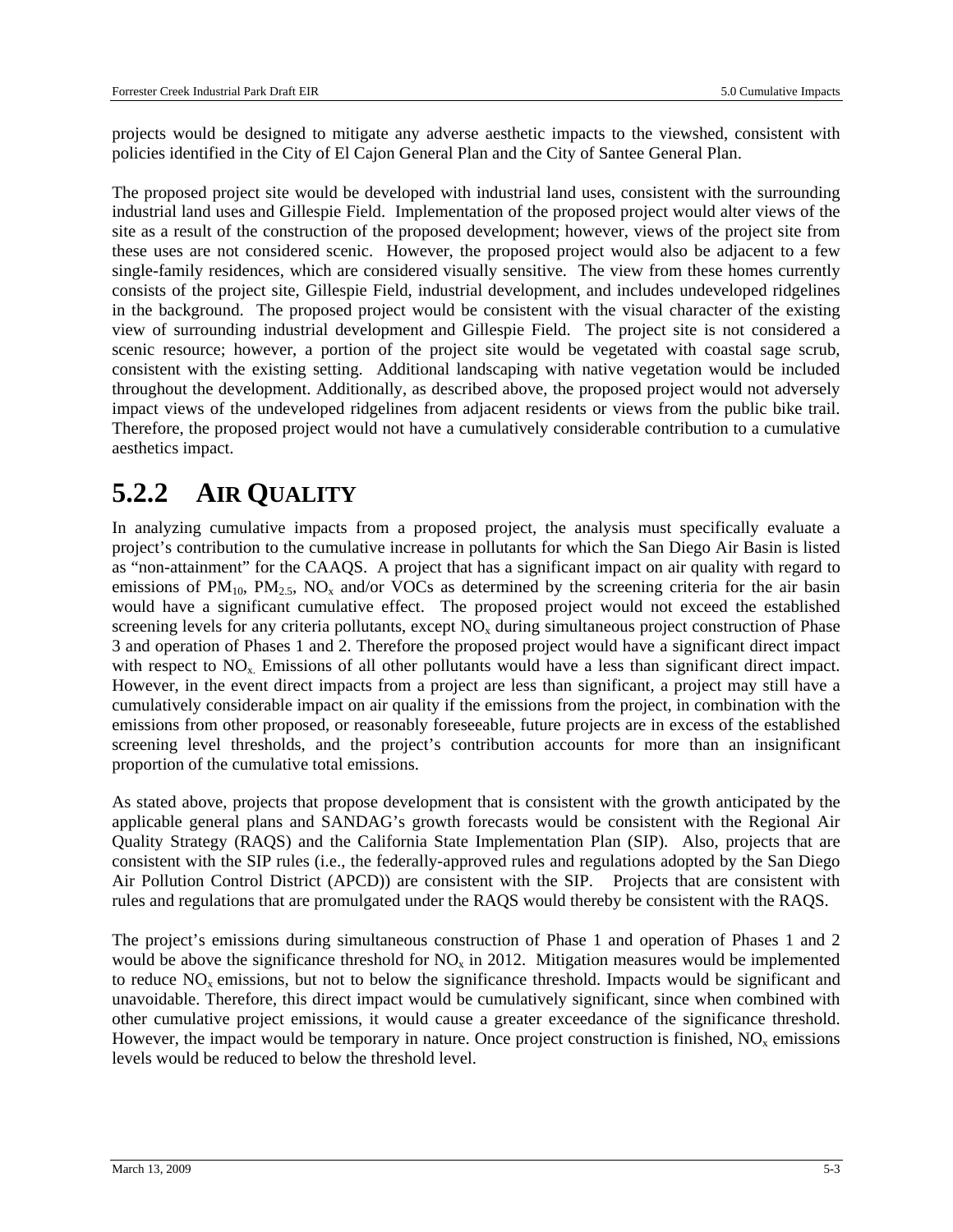projects would be designed to mitigate any adverse aesthetic impacts to the viewshed, consistent with policies identified in the City of El Cajon General Plan and the City of Santee General Plan.

The proposed project site would be developed with industrial land uses, consistent with the surrounding industrial land uses and Gillespie Field. Implementation of the proposed project would alter views of the site as a result of the construction of the proposed development; however, views of the project site from these uses are not considered scenic. However, the proposed project would also be adjacent to a few single-family residences, which are considered visually sensitive. The view from these homes currently consists of the project site, Gillespie Field, industrial development, and includes undeveloped ridgelines in the background. The proposed project would be consistent with the visual character of the existing view of surrounding industrial development and Gillespie Field. The project site is not considered a scenic resource; however, a portion of the project site would be vegetated with coastal sage scrub, consistent with the existing setting. Additional landscaping with native vegetation would be included throughout the development. Additionally, as described above, the proposed project would not adversely impact views of the undeveloped ridgelines from adjacent residents or views from the public bike trail. Therefore, the proposed project would not have a cumulatively considerable contribution to a cumulative aesthetics impact.

## 5.2.2 AIR QUALITY

In analyzing cumulative impacts from a proposed project, the analysis must specifically evaluate a project's contribution to the cumulative increase in pollutants for which the San Diego Air Basin is listed as "non-attainment" for the CAAQS. A project that has a significant impact on air quality with regard to emissions of $PM_{10}$, $PM_{2.5}$, $NO_x$ and/or VOCs as determined by the screening criteria for the air basin would have a significant cumulative effect. The proposed project would not exceed the established screening levels for any criteria pollutants, except $NO_x$ during simultaneous project construction of Phase 3 and operation of Phases 1 and 2. Therefore the proposed project would have a significant direct impact with respect to $NO_x$. Emissions of all other pollutants would have a less than significant direct impact. However, in the event direct impacts from a project are less than significant, a project may still have a cumulatively considerable impact on air quality if the emissions from the project, in combination with the emissions from other proposed, or reasonably foreseeable, future projects are in excess of the established screening level thresholds, and the project's contribution accounts for more than an insignificant proportion of the cumulative total emissions.

As stated above, projects that propose development that is consistent with the growth anticipated by the applicable general plans and SANDAG's growth forecasts would be consistent with the Regional Air Quality Strategy (RAQS) and the California State Implementation Plan (SIP). Also, projects that are consistent with the SIP rules (i.e., the federally-approved rules and regulations adopted by the San Diego Air Pollution Control District (APCD)) are consistent with the SIP. Projects that are consistent with rules and regulations that are promulgated under the RAQS would thereby be consistent with the RAQS.

The project's emissions during simultaneous construction of Phase 1 and operation of Phases 1 and 2 would be above the significance threshold for $NO_x$ in 2012. Mitigation measures would be implemented to reduce $NO_x$ emissions, but not to below the significance threshold. Impacts would be significant and unavoidable. Therefore, this direct impact would be cumulatively significant, since when combined with other cumulative project emissions, it would cause a greater exceedance of the significance threshold. However, the impact would be temporary in nature. Once project construction is finished, $NO_x$ emissions levels would be reduced to below the threshold level.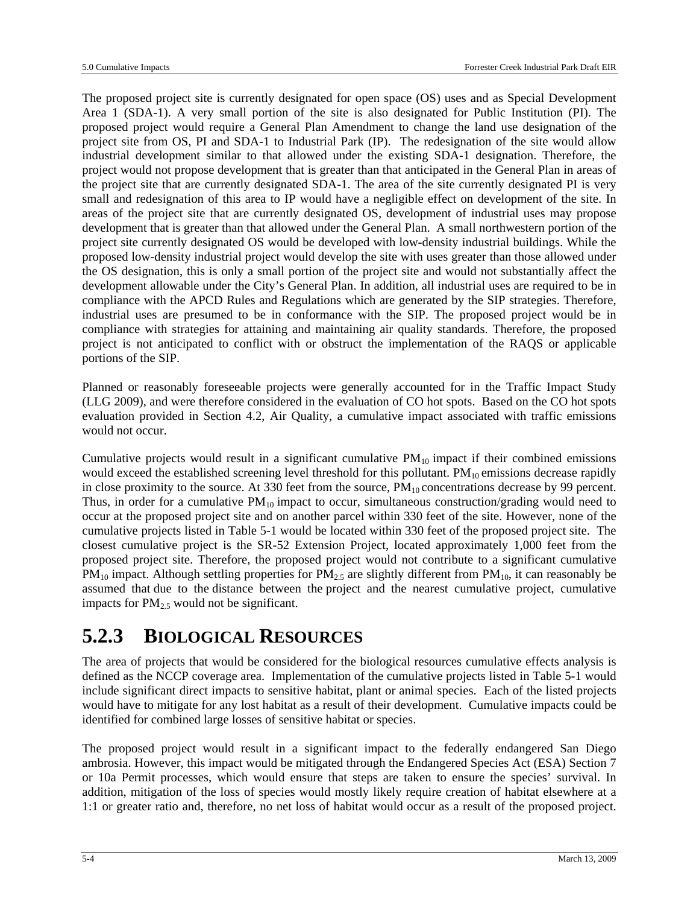The proposed project site is currently designated for open space (OS) uses and as Special Development Area 1 (SDA-1). A very small portion of the site is also designated for Public Institution (PI). The proposed project would require a General Plan Amendment to change the land use designation of the project site from OS, PI and SDA-1 to Industrial Park (IP). The redesignation of the site would allow industrial development similar to that allowed under the existing SDA-1 designation. Therefore, the project would not propose development that is greater than that anticipated in the General Plan in areas of the project site that are currently designated SDA-1. The area of the site currently designated PI is very small and redesignation of this area to IP would have a negligible effect on development of the site. In areas of the project site that are currently designated OS, development of industrial uses may propose development that is greater than that allowed under the General Plan. A small northwestern portion of the project site currently designated OS would be developed with low-density industrial buildings. While the proposed low-density industrial project would develop the site with uses greater than those allowed under the OS designation, this is only a small portion of the project site and would not substantially affect the development allowable under the City's General Plan. In addition, all industrial uses are required to be in compliance with the APCD Rules and Regulations which are generated by the SIP strategies. Therefore, industrial uses are presumed to be in conformance with the SIP. The proposed project would be in compliance with strategies for attaining and maintaining air quality standards. Therefore, the proposed project is not anticipated to conflict with or obstruct the implementation of the RAQS or applicable portions of the SIP.

Planned or reasonably foreseeable projects were generally accounted for in the Traffic Impact Study (LLG 2009), and were therefore considered in the evaluation of CO hot spots. Based on the CO hot spots evaluation provided in Section 4.2, Air Quality, a cumulative impact associated with traffic emissions would not occur.

Cumulative projects would result in a significant cumulative $PM_{10}$ impact if their combined emissions would exceed the established screening level threshold for this pollutant. $PM_{10}$ emissions decrease rapidly in close proximity to the source. At 330 feet from the source, $PM_{10}$ concentrations decrease by 99 percent. Thus, in order for a cumulative $PM_{10}$ impact to occur, simultaneous construction/grading would need to occur at the proposed project site and on another parcel within 330 feet of the site. However, none of the cumulative projects listed in Table 5-1 would be located within 330 feet of the proposed project site. The closest cumulative project is the SR-52 Extension Project, located approximately 1,000 feet from the proposed project site. Therefore, the proposed project would not contribute to a significant cumulative $PM_{10}$ impact. Although settling properties for $PM_{2.5}$ are slightly different from $PM_{10}$, it can reasonably be assumed that due to the distance between the project and the nearest cumulative project, cumulative impacts for $PM_{2.5}$ would not be significant.

## 5.2.3 BIOLOGICAL RESOURCES

The area of projects that would be considered for the biological resources cumulative effects analysis is defined as the NCCP coverage area. Implementation of the cumulative projects listed in Table 5-1 would include significant direct impacts to sensitive habitat, plant or animal species. Each of the listed projects would have to mitigate for any lost habitat as a result of their development. Cumulative impacts could be identified for combined large losses of sensitive habitat or species.

The proposed project would result in a significant impact to the federally endangered San Diego ambrosia. However, this impact would be mitigated through the Endangered Species Act (ESA) Section 7 or 10a Permit processes, which would ensure that steps are taken to ensure the species' survival. In addition, mitigation of the loss of species would mostly likely require creation of habitat elsewhere at a 1:1 or greater ratio and, therefore, no net loss of habitat would occur as a result of the proposed project.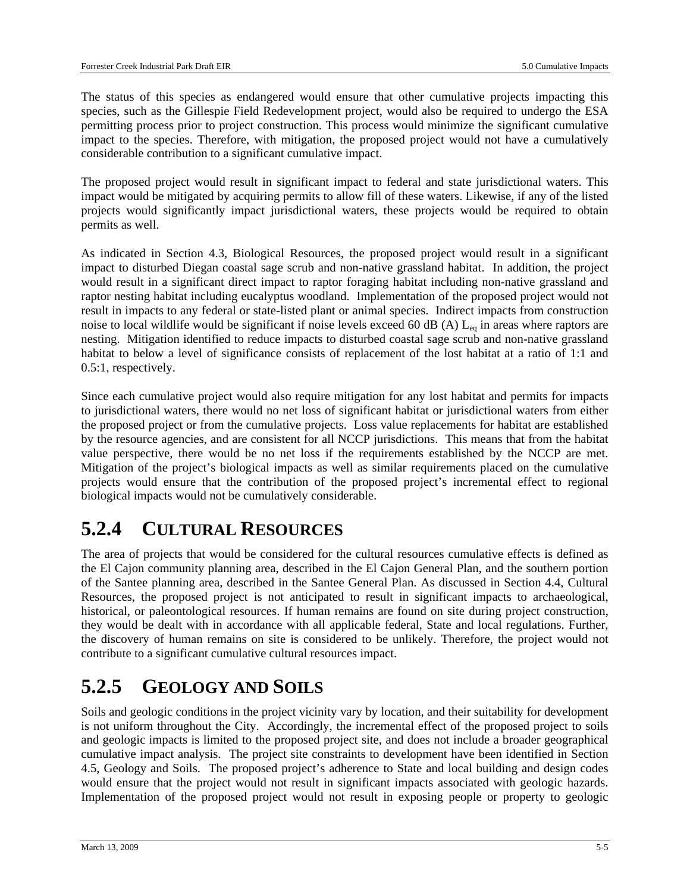The status of this species as endangered would ensure that other cumulative projects impacting this species, such as the Gillespie Field Redevelopment project, would also be required to undergo the ESA permitting process prior to project construction. This process would minimize the significant cumulative impact to the species. Therefore, with mitigation, the proposed project would not have a cumulatively considerable contribution to a significant cumulative impact.

The proposed project would result in significant impact to federal and state jurisdictional waters. This impact would be mitigated by acquiring permits to allow fill of these waters. Likewise, if any of the listed projects would significantly impact jurisdictional waters, these projects would be required to obtain permits as well.

As indicated in Section 4.3, Biological Resources, the proposed project would result in a significant impact to disturbed Diegan coastal sage scrub and non-native grassland habitat. In addition, the project would result in a significant direct impact to raptor foraging habitat including non-native grassland and raptor nesting habitat including eucalyptus woodland. Implementation of the proposed project would not result in impacts to any federal or state-listed plant or animal species. Indirect impacts from construction noise to local wildlife would be significant if noise levels exceed 60 dB (A) $L_{eq}$ in areas where raptors are nesting. Mitigation identified to reduce impacts to disturbed coastal sage scrub and non-native grassland habitat to below a level of significance consists of replacement of the lost habitat at a ratio of 1:1 and 0.5:1, respectively.

Since each cumulative project would also require mitigation for any lost habitat and permits for impacts to jurisdictional waters, there would no net loss of significant habitat or jurisdictional waters from either the proposed project or from the cumulative projects. Loss value replacements for habitat are established by the resource agencies, and are consistent for all NCCP jurisdictions. This means that from the habitat value perspective, there would be no net loss if the requirements established by the NCCP are met. Mitigation of the project's biological impacts as well as similar requirements placed on the cumulative projects would ensure that the contribution of the proposed project's incremental effect to regional biological impacts would not be cumulatively considerable.

## 5.2.4 CULTURAL RESOURCES

The area of projects that would be considered for the cultural resources cumulative effects is defined as the El Cajon community planning area, described in the El Cajon General Plan, and the southern portion of the Santee planning area, described in the Santee General Plan. As discussed in Section 4.4, Cultural Resources, the proposed project is not anticipated to result in significant impacts to archaeological, historical, or paleontological resources. If human remains are found on site during project construction, they would be dealt with in accordance with all applicable federal, State and local regulations. Further, the discovery of human remains on site is considered to be unlikely. Therefore, the project would not contribute to a significant cumulative cultural resources impact.

## 5.2.5 GEOLOGY AND SOILS

Soils and geologic conditions in the project vicinity vary by location, and their suitability for development is not uniform throughout the City. Accordingly, the incremental effect of the proposed project to soils and geologic impacts is limited to the proposed project site, and does not include a broader geographical cumulative impact analysis. The project site constraints to development have been identified in Section 4.5, Geology and Soils. The proposed project's adherence to State and local building and design codes would ensure that the project would not result in significant impacts associated with geologic hazards. Implementation of the proposed project would not result in exposing people or property to geologic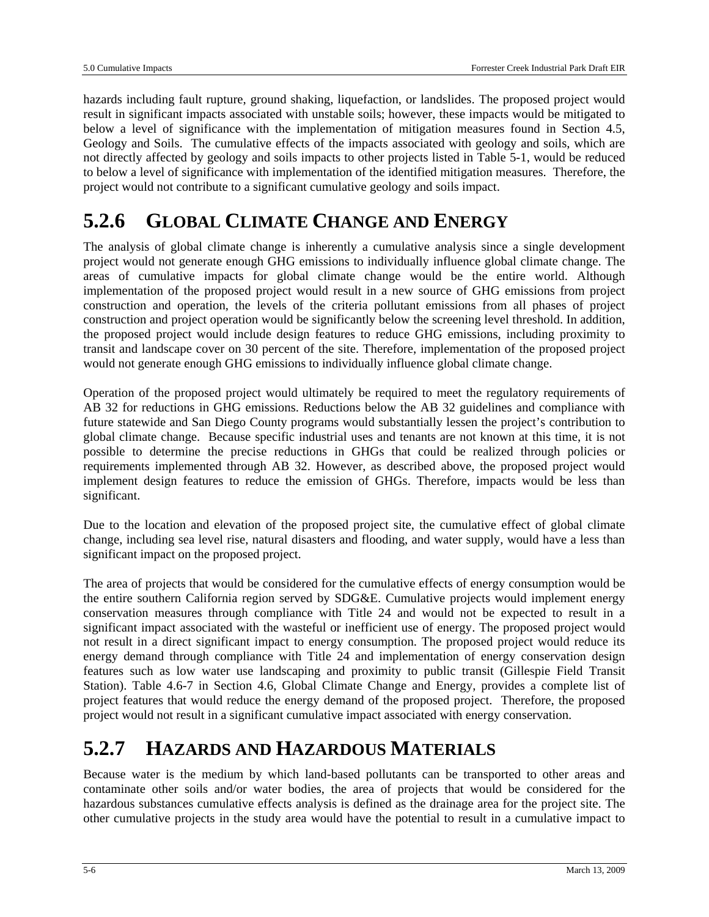hazards including fault rupture, ground shaking, liquefaction, or landslides. The proposed project would result in significant impacts associated with unstable soils; however, these impacts would be mitigated to below a level of significance with the implementation of mitigation measures found in Section 4.5, Geology and Soils. The cumulative effects of the impacts associated with geology and soils, which are not directly affected by geology and soils impacts to other projects listed in Table 5-1, would be reduced to below a level of significance with implementation of the identified mitigation measures. Therefore, the project would not contribute to a significant cumulative geology and soils impact.

## 5.2.6 GLOBAL CLIMATE CHANGE AND ENERGY

The analysis of global climate change is inherently a cumulative analysis since a single development project would not generate enough GHG emissions to individually influence global climate change. The areas of cumulative impacts for global climate change would be the entire world. Although implementation of the proposed project would result in a new source of GHG emissions from project construction and operation, the levels of the criteria pollutant emissions from all phases of project construction and project operation would be significantly below the screening level threshold. In addition, the proposed project would include design features to reduce GHG emissions, including proximity to transit and landscape cover on 30 percent of the site. Therefore, implementation of the proposed project would not generate enough GHG emissions to individually influence global climate change.

Operation of the proposed project would ultimately be required to meet the regulatory requirements of AB 32 for reductions in GHG emissions. Reductions below the AB 32 guidelines and compliance with future statewide and San Diego County programs would substantially lessen the project's contribution to global climate change. Because specific industrial uses and tenants are not known at this time, it is not possible to determine the precise reductions in GHGs that could be realized through policies or requirements implemented through AB 32. However, as described above, the proposed project would implement design features to reduce the emission of GHGs. Therefore, impacts would be less than significant.

Due to the location and elevation of the proposed project site, the cumulative effect of global climate change, including sea level rise, natural disasters and flooding, and water supply, would have a less than significant impact on the proposed project.

The area of projects that would be considered for the cumulative effects of energy consumption would be the entire southern California region served by SDG&E. Cumulative projects would implement energy conservation measures through compliance with Title 24 and would not be expected to result in a significant impact associated with the wasteful or inefficient use of energy. The proposed project would not result in a direct significant impact to energy consumption. The proposed project would reduce its energy demand through compliance with Title 24 and implementation of energy conservation design features such as low water use landscaping and proximity to public transit (Gillespie Field Transit Station). Table 4.6-7 in Section 4.6, Global Climate Change and Energy, provides a complete list of project features that would reduce the energy demand of the proposed project. Therefore, the proposed project would not result in a significant cumulative impact associated with energy conservation.

## 5.2.7 HAZARDS AND HAZARDOUS MATERIALS

Because water is the medium by which land-based pollutants can be transported to other areas and contaminate other soils and/or water bodies, the area of projects that would be considered for the hazardous substances cumulative effects analysis is defined as the drainage area for the project site. The other cumulative projects in the study area would have the potential to result in a cumulative impact to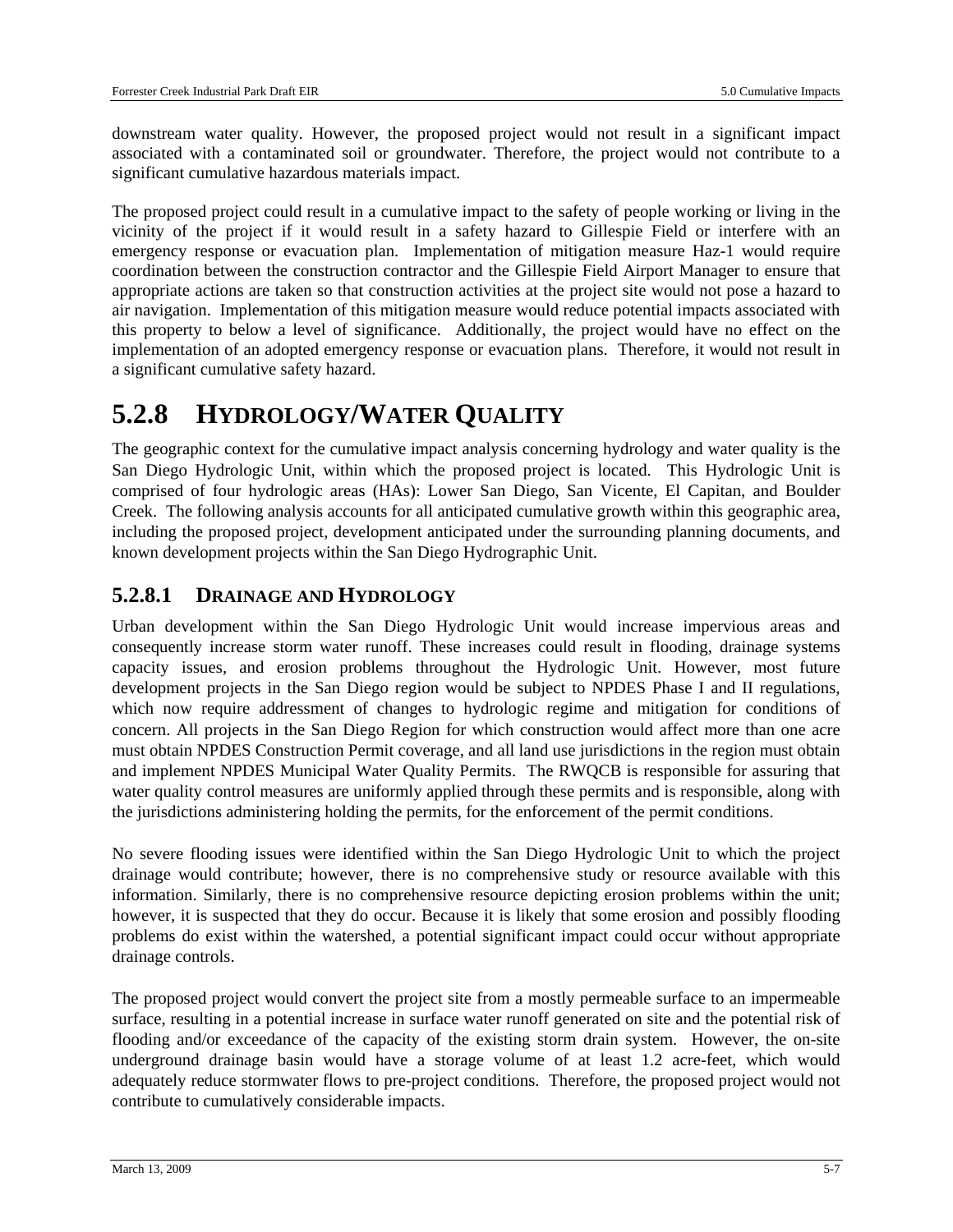downstream water quality. However, the proposed project would not result in a significant impact associated with a contaminated soil or groundwater. Therefore, the project would not contribute to a significant cumulative hazardous materials impact.

The proposed project could result in a cumulative impact to the safety of people working or living in the vicinity of the project if it would result in a safety hazard to Gillespie Field or interfere with an emergency response or evacuation plan. Implementation of mitigation measure Haz-1 would require coordination between the construction contractor and the Gillespie Field Airport Manager to ensure that appropriate actions are taken so that construction activities at the project site would not pose a hazard to air navigation. Implementation of this mitigation measure would reduce potential impacts associated with this property to below a level of significance. Additionally, the project would have no effect on the implementation of an adopted emergency response or evacuation plans. Therefore, it would not result in a significant cumulative safety hazard.

# 5.2.8 HYDROLOGY/WATER QUALITY

The geographic context for the cumulative impact analysis concerning hydrology and water quality is the San Diego Hydrologic Unit, within which the proposed project is located. This Hydrologic Unit is comprised of four hydrologic areas (HAs): Lower San Diego, San Vicente, El Capitan, and Boulder Creek. The following analysis accounts for all anticipated cumulative growth within this geographic area, including the proposed project, development anticipated under the surrounding planning documents, and known development projects within the San Diego Hydrographic Unit.

## 5.2.8.1 DRAINAGE AND HYDROLOGY

Urban development within the San Diego Hydrologic Unit would increase impervious areas and consequently increase storm water runoff. These increases could result in flooding, drainage systems capacity issues, and erosion problems throughout the Hydrologic Unit. However, most future development projects in the San Diego region would be subject to NPDES Phase I and II regulations, which now require addressment of changes to hydrologic regime and mitigation for conditions of concern. All projects in the San Diego Region for which construction would affect more than one acre must obtain NPDES Construction Permit coverage, and all land use jurisdictions in the region must obtain and implement NPDES Municipal Water Quality Permits. The RWQCB is responsible for assuring that water quality control measures are uniformly applied through these permits and is responsible, along with the jurisdictions administering holding the permits, for the enforcement of the permit conditions.

No severe flooding issues were identified within the San Diego Hydrologic Unit to which the project drainage would contribute; however, there is no comprehensive study or resource available with this information. Similarly, there is no comprehensive resource depicting erosion problems within the unit; however, it is suspected that they do occur. Because it is likely that some erosion and possibly flooding problems do exist within the watershed, a potential significant impact could occur without appropriate drainage controls.

The proposed project would convert the project site from a mostly permeable surface to an impermeable surface, resulting in a potential increase in surface water runoff generated on site and the potential risk of flooding and/or exceedance of the capacity of the existing storm drain system. However, the on-site underground drainage basin would have a storage volume of at least 1.2 acre-feet, which would adequately reduce stormwater flows to pre-project conditions. Therefore, the proposed project would not contribute to cumulatively considerable impacts.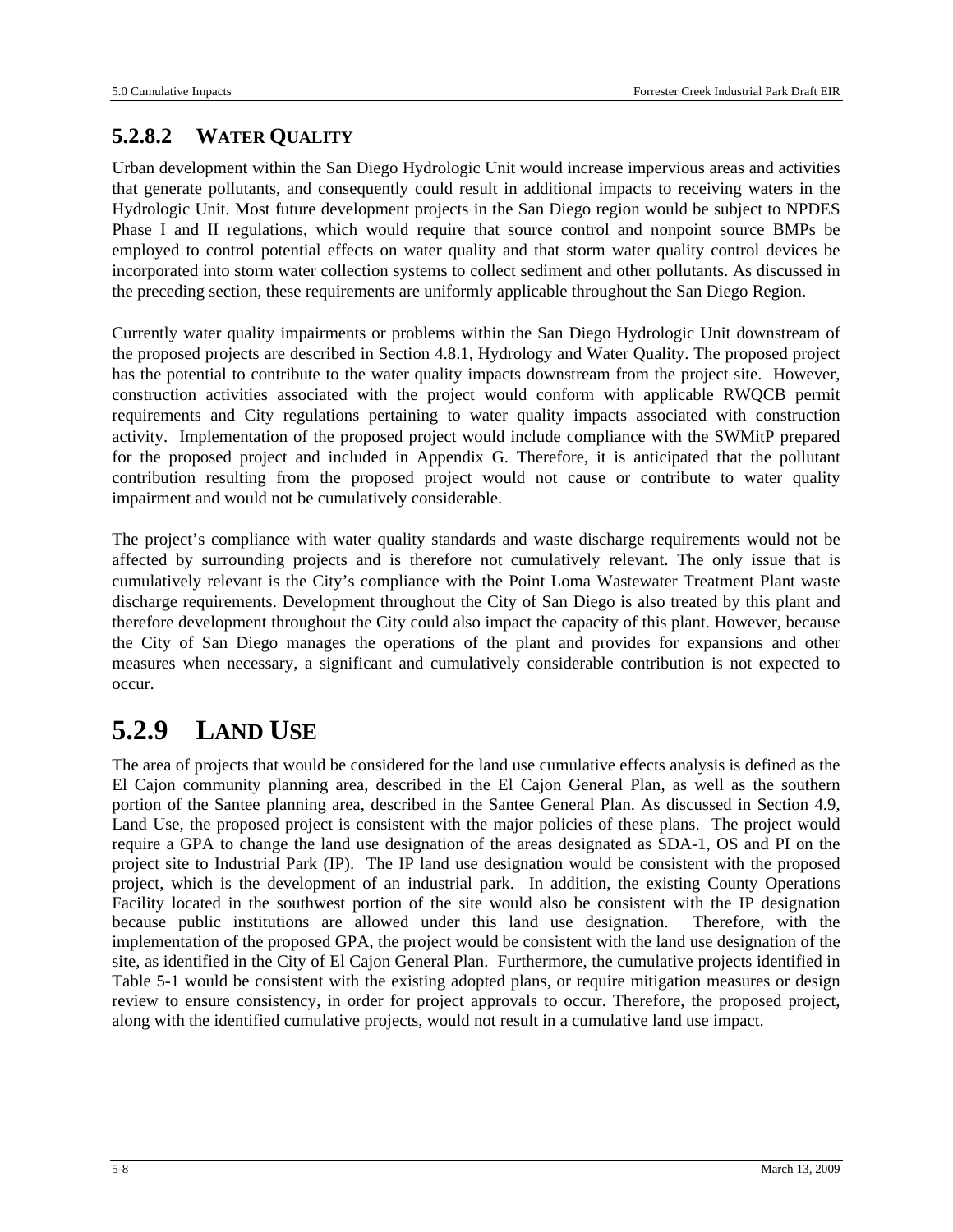### 5.2.8.2 WATER QUALITY

Urban development within the San Diego Hydrologic Unit would increase impervious areas and activities that generate pollutants, and consequently could result in additional impacts to receiving waters in the Hydrologic Unit. Most future development projects in the San Diego region would be subject to NPDES Phase I and II regulations, which would require that source control and nonpoint source BMPs be employed to control potential effects on water quality and that storm water quality control devices be incorporated into storm water collection systems to collect sediment and other pollutants. As discussed in the preceding section, these requirements are uniformly applicable throughout the San Diego Region.

Currently water quality impairments or problems within the San Diego Hydrologic Unit downstream of the proposed projects are described in Section 4.8.1, Hydrology and Water Quality. The proposed project has the potential to contribute to the water quality impacts downstream from the project site. However, construction activities associated with the project would conform with applicable RWQCB permit requirements and City regulations pertaining to water quality impacts associated with construction activity. Implementation of the proposed project would include compliance with the SWMitP prepared for the proposed project and included in Appendix G. Therefore, it is anticipated that the pollutant contribution resulting from the proposed project would not cause or contribute to water quality impairment and would not be cumulatively considerable.

The project's compliance with water quality standards and waste discharge requirements would not be affected by surrounding projects and is therefore not cumulatively relevant. The only issue that is cumulatively relevant is the City's compliance with the Point Loma Wastewater Treatment Plant waste discharge requirements. Development throughout the City of San Diego is also treated by this plant and therefore development throughout the City could also impact the capacity of this plant. However, because the City of San Diego manages the operations of the plant and provides for expansions and other measures when necessary, a significant and cumulatively considerable contribution is not expected to occur.

## 5.2.9 LAND USE

The area of projects that would be considered for the land use cumulative effects analysis is defined as the El Cajon community planning area, described in the El Cajon General Plan, as well as the southern portion of the Santee planning area, described in the Santee General Plan. As discussed in Section 4.9, Land Use, the proposed project is consistent with the major policies of these plans. The project would require a GPA to change the land use designation of the areas designated as SDA-1, OS and PI on the project site to Industrial Park (IP). The IP land use designation would be consistent with the proposed project, which is the development of an industrial park. In addition, the existing County Operations Facility located in the southwest portion of the site would also be consistent with the IP designation because public institutions are allowed under this land use designation. Therefore, with the implementation of the proposed GPA, the project would be consistent with the land use designation of the site, as identified in the City of El Cajon General Plan. Furthermore, the cumulative projects identified in Table 5-1 would be consistent with the existing adopted plans, or require mitigation measures or design review to ensure consistency, in order for project approvals to occur. Therefore, the proposed project, along with the identified cumulative projects, would not result in a cumulative land use impact.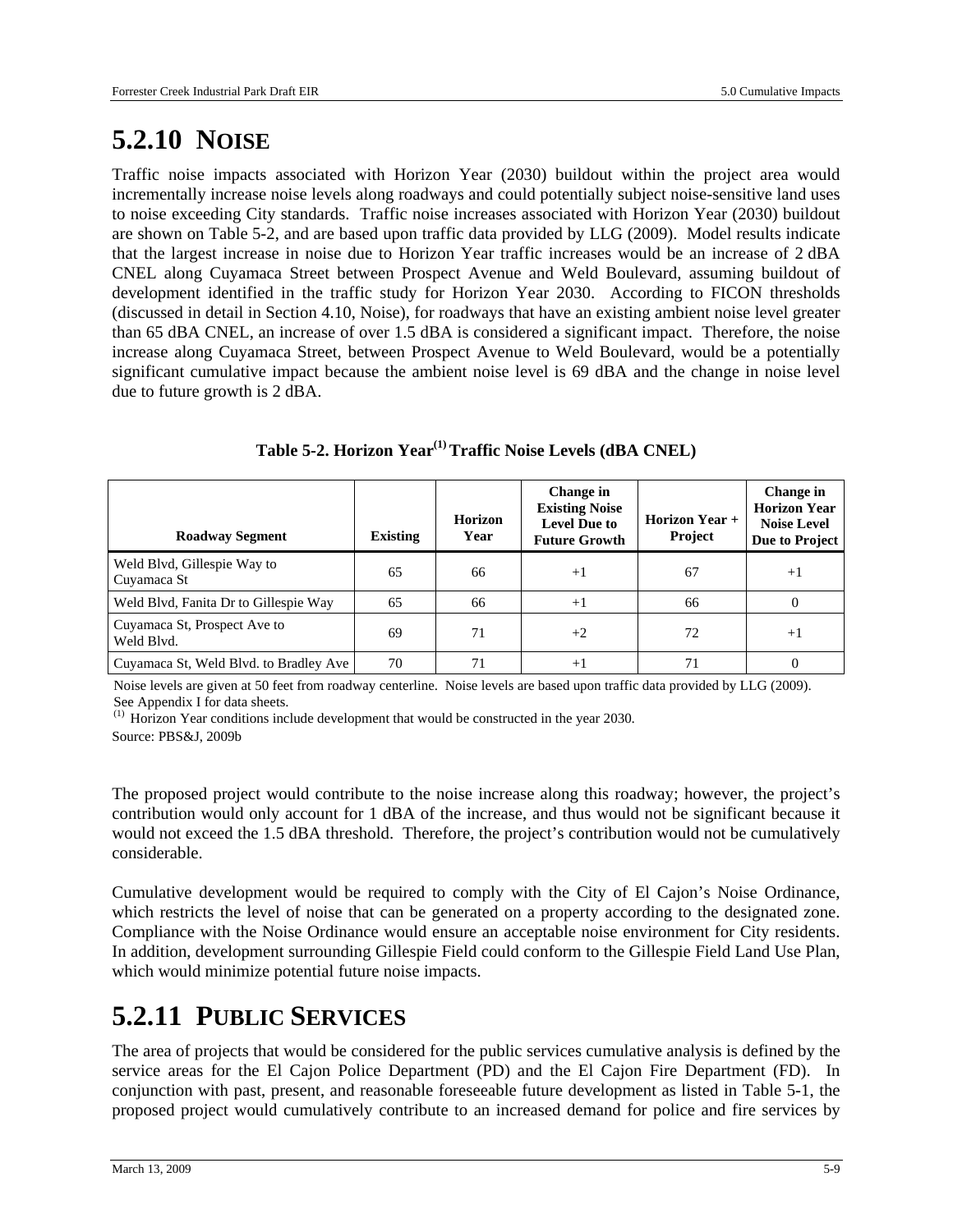## 5.2.10 NOISE

Traffic noise impacts associated with Horizon Year (2030) buildout within the project area would incrementally increase noise levels along roadways and could potentially subject noise-sensitive land uses to noise exceeding City standards. Traffic noise increases associated with Horizon Year (2030) buildout are shown on Table 5-2, and are based upon traffic data provided by LLG (2009). Model results indicate that the largest increase in noise due to Horizon Year traffic increases would be an increase of 2 dBA CNEL along Cuyamaca Street between Prospect Avenue and Weld Boulevard, assuming buildout of development identified in the traffic study for Horizon Year 2030. According to FICON thresholds (discussed in detail in Section 4.10, Noise), for roadways that have an existing ambient noise level greater than 65 dBA CNEL, an increase of over 1.5 dBA is considered a significant impact. Therefore, the noise increase along Cuyamaca Street, between Prospect Avenue to Weld Boulevard, would be a potentially significant cumulative impact because the ambient noise level is 69 dBA and the change in noise level due to future growth is 2 dBA.

**Table 5-2. Horizon Year[(1)] Traffic Noise Levels (dBA CNEL)**

| Roadway Segment | Existing | Horizon Year | Change in Existing Noise Level Due to Future Growth | Horizon Year + Project | Change in Horizon Year Noise Level Due to Project |
|---|---|---|---|---|---|
| Weld Blvd, Gillespie Way to Cuyamaca St | 65 | 66 | +1 | 67 | +1 |
| Weld Blvd, Fanita Dr to Gillespie Way | 65 | 66 | +1 | 66 | 0 |
| Cuyamaca St, Prospect Ave to Weld Blvd. | 69 | 71 | +2 | 72 | +1 |
| Cuyamaca St, Weld Blvd. to Bradley Ave | 70 | 71 | +1 | 71 | 0 |

Noise levels are given at 50 feet from roadway centerline. Noise levels are based upon traffic data provided by LLG (2009). See Appendix I for data sheets.
(1) Horizon Year conditions include development that would be constructed in the year 2030.
Source: PBS&J, 2009b

The proposed project would contribute to the noise increase along this roadway; however, the project's contribution would only account for 1 dBA of the increase, and thus would not be significant because it would not exceed the 1.5 dBA threshold. Therefore, the project's contribution would not be cumulatively considerable.

Cumulative development would be required to comply with the City of El Cajon's Noise Ordinance, which restricts the level of noise that can be generated on a property according to the designated zone. Compliance with the Noise Ordinance would ensure an acceptable noise environment for City residents. In addition, development surrounding Gillespie Field could conform to the Gillespie Field Land Use Plan, which would minimize potential future noise impacts.

## 5.2.11 PUBLIC SERVICES

The area of projects that would be considered for the public services cumulative analysis is defined by the service areas for the El Cajon Police Department (PD) and the El Cajon Fire Department (FD). In conjunction with past, present, and reasonable foreseeable future development as listed in Table 5-1, the proposed project would cumulatively contribute to an increased demand for police and fire services by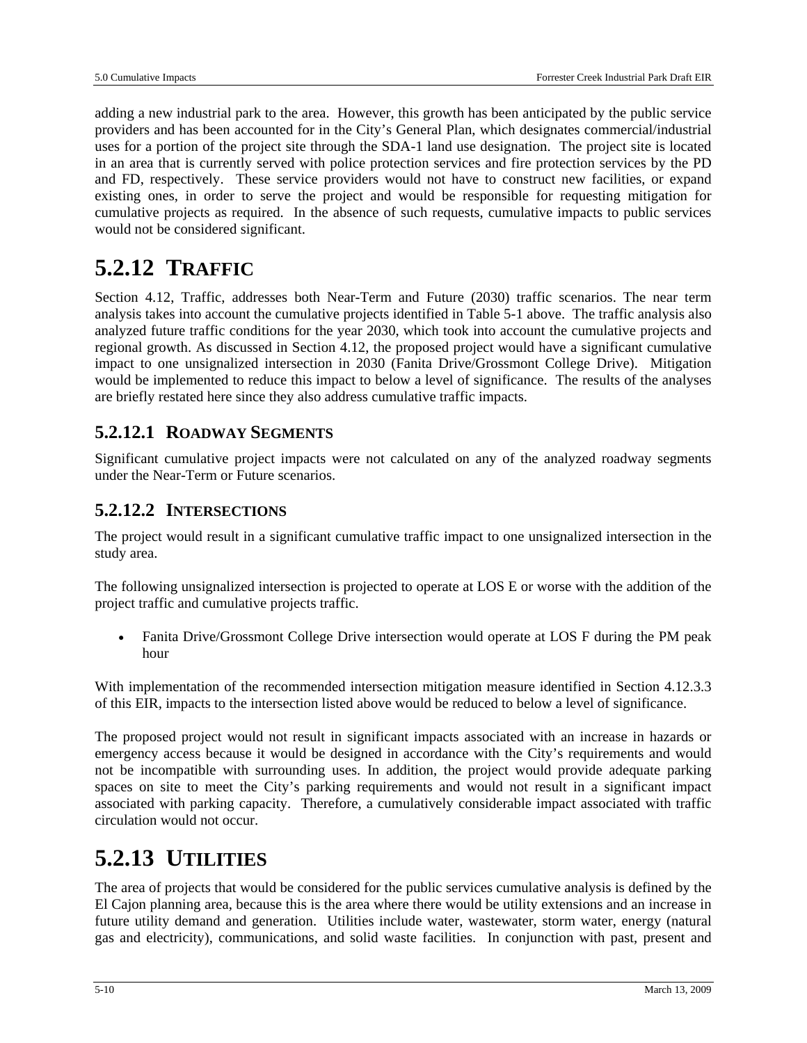adding a new industrial park to the area. However, this growth has been anticipated by the public service providers and has been accounted for in the City's General Plan, which designates commercial/industrial uses for a portion of the project site through the SDA-1 land use designation. The project site is located in an area that is currently served with police protection services and fire protection services by the PD and FD, respectively. These service providers would not have to construct new facilities, or expand existing ones, in order to serve the project and would be responsible for requesting mitigation for cumulative projects as required. In the absence of such requests, cumulative impacts to public services would not be considered significant.

# 5.2.12 TRAFFIC

Section 4.12, Traffic, addresses both Near-Term and Future (2030) traffic scenarios. The near term analysis takes into account the cumulative projects identified in Table 5-1 above. The traffic analysis also analyzed future traffic conditions for the year 2030, which took into account the cumulative projects and regional growth. As discussed in Section 4.12, the proposed project would have a significant cumulative impact to one unsignalized intersection in 2030 (Fanita Drive/Grossmont College Drive). Mitigation would be implemented to reduce this impact to below a level of significance. The results of the analyses are briefly restated here since they also address cumulative traffic impacts.

## 5.2.12.1 ROADWAY SEGMENTS

Significant cumulative project impacts were not calculated on any of the analyzed roadway segments under the Near-Term or Future scenarios.

## 5.2.12.2 INTERSECTIONS

The project would result in a significant cumulative traffic impact to one unsignalized intersection in the study area.

The following unsignalized intersection is projected to operate at LOS E or worse with the addition of the project traffic and cumulative projects traffic.

- Fanita Drive/Grossmont College Drive intersection would operate at LOS F during the PM peak hour

With implementation of the recommended intersection mitigation measure identified in Section 4.12.3.3 of this EIR, impacts to the intersection listed above would be reduced to below a level of significance.

The proposed project would not result in significant impacts associated with an increase in hazards or emergency access because it would be designed in accordance with the City's requirements and would not be incompatible with surrounding uses. In addition, the project would provide adequate parking spaces on site to meet the City's parking requirements and would not result in a significant impact associated with parking capacity. Therefore, a cumulatively considerable impact associated with traffic circulation would not occur.

# 5.2.13 UTILITIES

The area of projects that would be considered for the public services cumulative analysis is defined by the El Cajon planning area, because this is the area where there would be utility extensions and an increase in future utility demand and generation. Utilities include water, wastewater, storm water, energy (natural gas and electricity), communications, and solid waste facilities. In conjunction with past, present and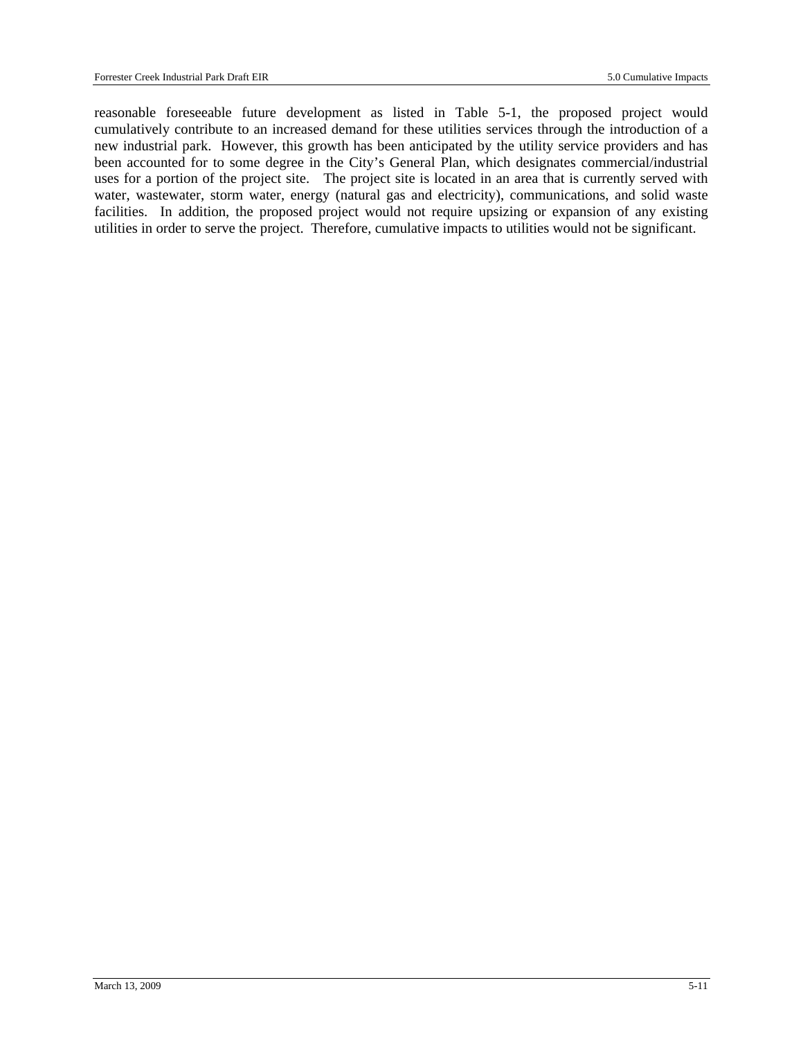reasonable foreseeable future development as listed in Table 5-1, the proposed project would cumulatively contribute to an increased demand for these utilities services through the introduction of a new industrial park. However, this growth has been anticipated by the utility service providers and has been accounted for to some degree in the City's General Plan, which designates commercial/industrial uses for a portion of the project site. The project site is located in an area that is currently served with water, wastewater, storm water, energy (natural gas and electricity), communications, and solid waste facilities. In addition, the proposed project would not require upsizing or expansion of any existing utilities in order to serve the project. Therefore, cumulative impacts to utilities would not be significant.